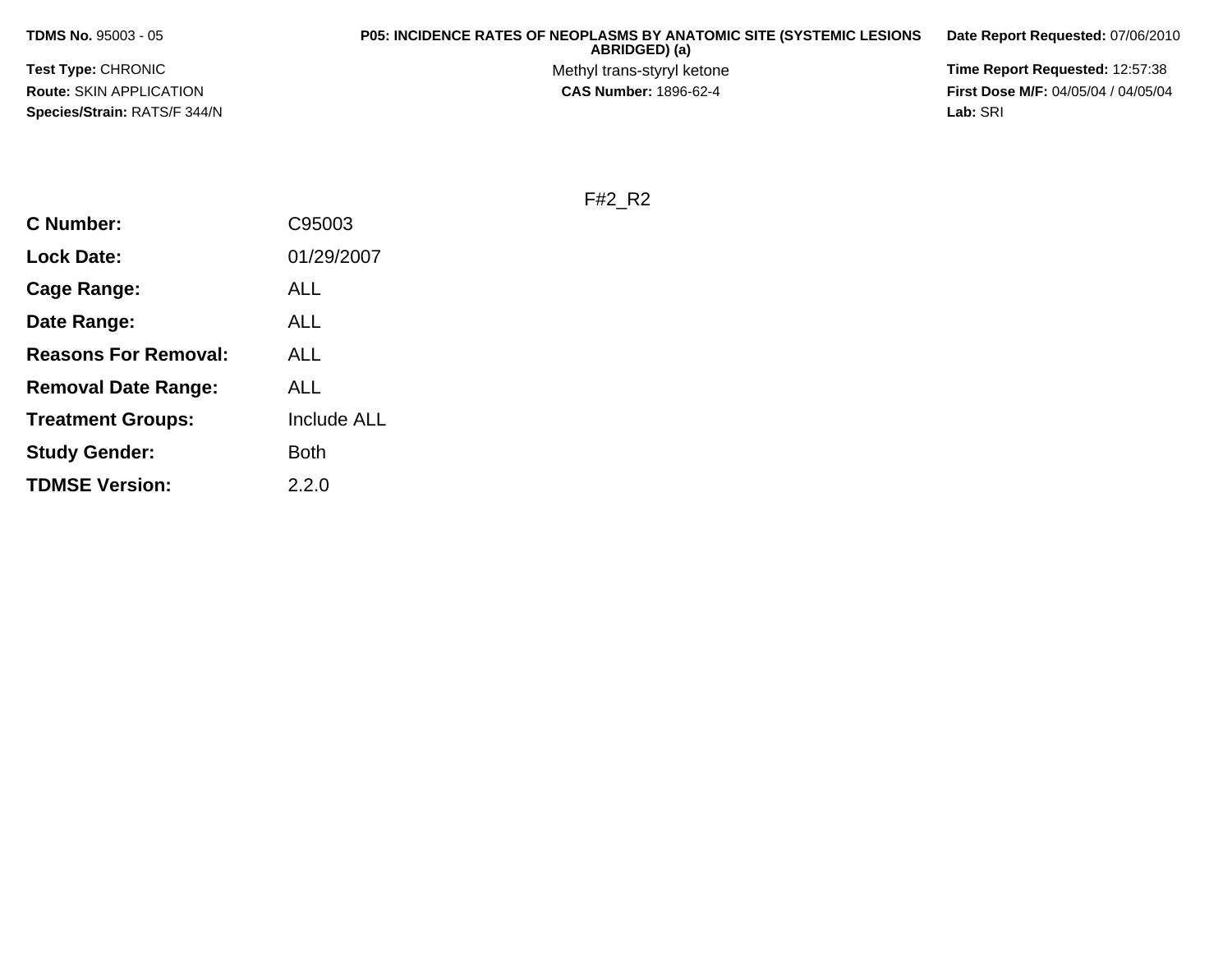**TDMS No.** 95003 - 05

**Test Type:** CHRONIC

**Route:** SKIN APPLICATION

**Species/Strain:** RATS/F 344/N

**P05: INCIDENCE RATES OF NEOPLASMS BY ANATOMIC SITE (SYSTEMIC LESIONS ABRIDGED) (a)**

Methyl trans-styryl ketone

**CAS Number:** 1896-62-4

**Date Report Requested:** 07/06/2010

**Time Report Requested:** 12:57:38

**First Dose M/F:** 04/05/04 / 04/05/04

**Lab:** SRI

F#2_R2

| | |
|---|---|
| **C Number:** | C95003 |
| **Lock Date:** | 01/29/2007 |
| **Cage Range:** | ALL |
| **Date Range:** | ALL |
| **Reasons For Removal:** | ALL |
| **Removal Date Range:** | ALL |
| **Treatment Groups:** | Include ALL |
| **Study Gender:** | Both |
| **TDMSE Version:** | 2.2.0 |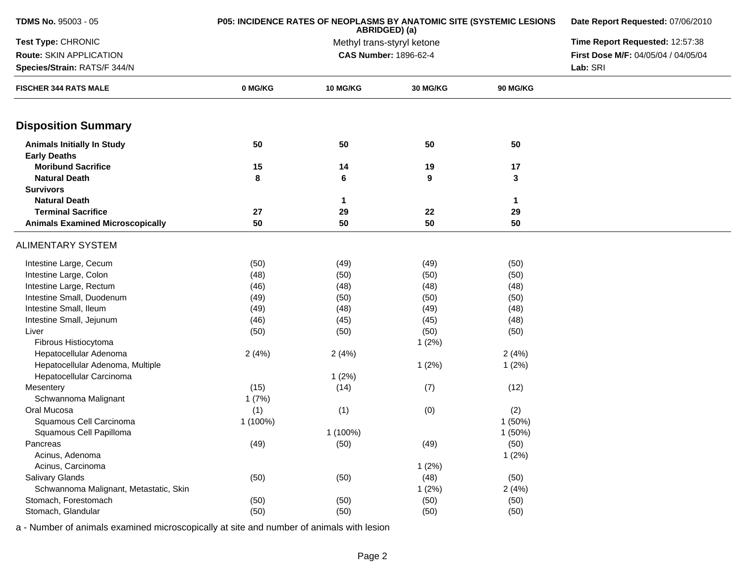**TDMS No.** 95003 - 05
**Test Type:** CHRONIC
**Route:** SKIN APPLICATION
**Species/Strain:** RATS/F 344/N

**P05: INCIDENCE RATES OF NEOPLASMS BY ANATOMIC SITE (SYSTEMIC LESIONS ABRIDGED) (a)**
Methyl trans-styryl ketone
**CAS Number:** 1896-62-4

**Date Report Requested:** 07/06/2010
**Time Report Requested:** 12:57:38
**First Dose M/F:** 04/05/04 / 04/05/04
**Lab:** SRI

| FISCHER 344 RATS MALE | 0 MG/KG | 10 MG/KG | 30 MG/KG | 90 MG/KG |
|---|---|---|---|---|
| **Disposition Summary** | | | | |
| **Animals Initially In Study** | **50** | **50** | **50** | **50** |
| **Early Deaths** | | | | |
| **Moribund Sacrifice** | **15** | **14** | **19** | **17** |
| **Natural Death** | **8** | **6** | **9** | **3** |
| **Survivors** | | | | |
| **Natural Death** | | **1** | | **1** |
| **Terminal Sacrifice** | **27** | **29** | **22** | **29** |
| **Animals Examined Microscopically** | **50** | **50** | **50** | **50** |
| ALIMENTARY SYSTEM | | | | |
| Intestine Large, Cecum | (50) | (49) | (49) | (50) |
| Intestine Large, Colon | (48) | (50) | (50) | (50) |
| Intestine Large, Rectum | (46) | (48) | (48) | (48) |
| Intestine Small, Duodenum | (49) | (50) | (50) | (50) |
| Intestine Small, Ileum | (49) | (48) | (49) | (48) |
| Intestine Small, Jejunum | (46) | (45) | (45) | (48) |
| Liver | (50) | (50) | (50) | (50) |
| Fibrous Histiocytoma | | | 1 (2%) | |
| Hepatocellular Adenoma | 2 (4%) | 2 (4%) | | 2 (4%) |
| Hepatocellular Adenoma, Multiple | | | 1 (2%) | 1 (2%) |
| Hepatocellular Carcinoma | | 1 (2%) | | |
| Mesentery | (15) | (14) | (7) | (12) |
| Schwannoma Malignant | 1 (7%) | | | |
| Oral Mucosa | (1) | (1) | (0) | (2) |
| Squamous Cell Carcinoma | 1 (100%) | | | 1 (50%) |
| Squamous Cell Papilloma | | 1 (100%) | | 1 (50%) |
| Pancreas | (49) | (50) | (49) | (50) |
| Acinus, Adenoma | | | | 1 (2%) |
| Acinus, Carcinoma | | | 1 (2%) | |
| Salivary Glands | (50) | (50) | (48) | (50) |
| Schwannoma Malignant, Metastatic, Skin | | | 1 (2%) | 2 (4%) |
| Stomach, Forestomach | (50) | (50) | (50) | (50) |
| Stomach, Glandular | (50) | (50) | (50) | (50) |

a - Number of animals examined microscopically at site and number of animals with lesion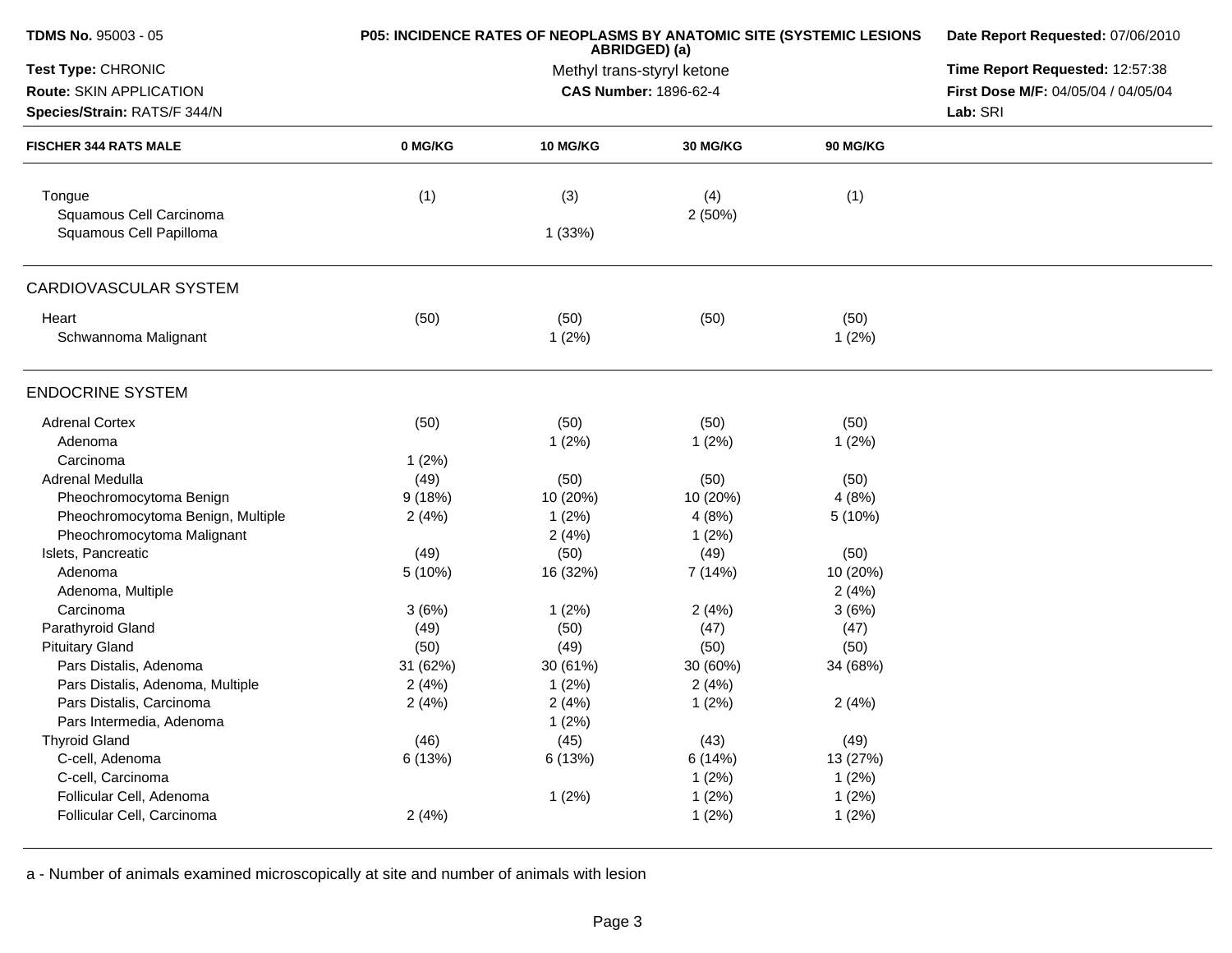**TDMS No.** 95003 - 05
**Test Type:** CHRONIC
**Route:** SKIN APPLICATION
**Species/Strain:** RATS/F 344/N

**P05: INCIDENCE RATES OF NEOPLASMS BY ANATOMIC SITE (SYSTEMIC LESIONS ABRIDGED) (a)**
Methyl trans-styryl ketone
**CAS Number:** 1896-62-4

**Date Report Requested:** 07/06/2010
**Time Report Requested:** 12:57:38
**First Dose M/F:** 04/05/04 / 04/05/04
**Lab:** SRI

| FISCHER 344 RATS MALE | 0 MG/KG | 10 MG/KG | 30 MG/KG | 90 MG/KG |
|---|---|---|---|---|
| Tongue | (1) | (3) | (4) | (1) |
| Squamous Cell Carcinoma | | | 2 (50%) | |
| Squamous Cell Papilloma | | 1 (33%) | | |
| **CARDIOVASCULAR SYSTEM** | | | | |
| Heart | (50) | (50) | (50) | (50) |
| Schwannoma Malignant | | 1 (2%) | | 1 (2%) |
| **ENDOCRINE SYSTEM** | | | | |
| Adrenal Cortex | (50) | (50) | (50) | (50) |
| Adenoma | | 1 (2%) | 1 (2%) | 1 (2%) |
| Carcinoma | 1 (2%) | | | |
| Adrenal Medulla | (49) | (50) | (50) | (50) |
| Pheochromocytoma Benign | 9 (18%) | 10 (20%) | 10 (20%) | 4 (8%) |
| Pheochromocytoma Benign, Multiple | 2 (4%) | 1 (2%) | 4 (8%) | 5 (10%) |
| Pheochromocytoma Malignant | | 2 (4%) | 1 (2%) | |
| Islets, Pancreatic | (49) | (50) | (49) | (50) |
| Adenoma | 5 (10%) | 16 (32%) | 7 (14%) | 10 (20%) |
| Adenoma, Multiple | | | | 2 (4%) |
| Carcinoma | 3 (6%) | 1 (2%) | 2 (4%) | 3 (6%) |
| Parathyroid Gland | (49) | (50) | (47) | (47) |
| Pituitary Gland | (50) | (49) | (50) | (50) |
| Pars Distalis, Adenoma | 31 (62%) | 30 (61%) | 30 (60%) | 34 (68%) |
| Pars Distalis, Adenoma, Multiple | 2 (4%) | 1 (2%) | 2 (4%) | |
| Pars Distalis, Carcinoma | 2 (4%) | 2 (4%) | 1 (2%) | 2 (4%) |
| Pars Intermedia, Adenoma | | 1 (2%) | | |
| Thyroid Gland | (46) | (45) | (43) | (49) |
| C-cell, Adenoma | 6 (13%) | 6 (13%) | 6 (14%) | 13 (27%) |
| C-cell, Carcinoma | | | 1 (2%) | 1 (2%) |
| Follicular Cell, Adenoma | | 1 (2%) | 1 (2%) | 1 (2%) |
| Follicular Cell, Carcinoma | 2 (4%) | | 1 (2%) | 1 (2%) |

a - Number of animals examined microscopically at site and number of animals with lesion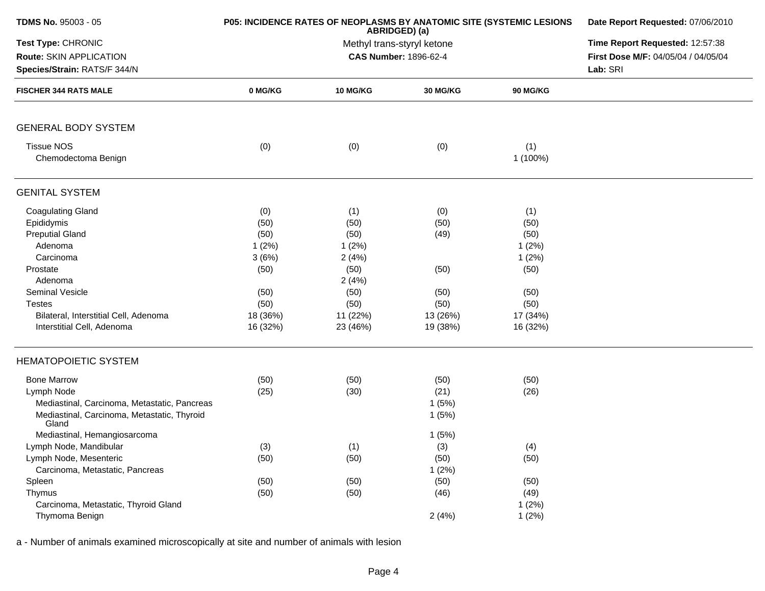**TDMS No.** 95003 - 05
**Test Type:** CHRONIC
**Route:** SKIN APPLICATION
**Species/Strain:** RATS/F 344/N

**P05: INCIDENCE RATES OF NEOPLASMS BY ANATOMIC SITE (SYSTEMIC LESIONS ABRIDGED) (a)**
Methyl trans-styryl ketone
**CAS Number:** 1896-62-4

**Date Report Requested:** 07/06/2010
**Time Report Requested:** 12:57:38
**First Dose M/F:** 04/05/04 / 04/05/04
**Lab:** SRI

| FISCHER 344 RATS MALE | 0 MG/KG | 10 MG/KG | 30 MG/KG | 90 MG/KG |
|---|---|---|---|---|
| **GENERAL BODY SYSTEM** | | | | |
| Tissue NOS | (0) | (0) | (0) | (1) |
| Chemodectoma Benign | | | | 1 (100%) |
| **GENITAL SYSTEM** | | | | |
| Coagulating Gland | (0) | (1) | (0) | (1) |
| Epididymis | (50) | (50) | (50) | (50) |
| Preputial Gland | (50) | (50) | (49) | (50) |
| Adenoma | 1 (2%) | 1 (2%) | | 1 (2%) |
| Carcinoma | 3 (6%) | 2 (4%) | | 1 (2%) |
| Prostate | (50) | (50) | (50) | (50) |
| Adenoma | | 2 (4%) | | |
| Seminal Vesicle | (50) | (50) | (50) | (50) |
| Testes | (50) | (50) | (50) | (50) |
| Bilateral, Interstitial Cell, Adenoma | 18 (36%) | 11 (22%) | 13 (26%) | 17 (34%) |
| Interstitial Cell, Adenoma | 16 (32%) | 23 (46%) | 19 (38%) | 16 (32%) |
| **HEMATOPOIETIC SYSTEM** | | | | |
| Bone Marrow | (50) | (50) | (50) | (50) |
| Lymph Node | (25) | (30) | (21) | (26) |
| Mediastinal, Carcinoma, Metastatic, Pancreas | | | 1 (5%) | |
| Mediastinal, Carcinoma, Metastatic, Thyroid Gland | | | 1 (5%) | |
| Mediastinal, Hemangiosarcoma | | | 1 (5%) | |
| Lymph Node, Mandibular | (3) | (1) | (3) | (4) |
| Lymph Node, Mesenteric | (50) | (50) | (50) | (50) |
| Carcinoma, Metastatic, Pancreas | | | 1 (2%) | |
| Spleen | (50) | (50) | (50) | (50) |
| Thymus | (50) | (50) | (46) | (49) |
| Carcinoma, Metastatic, Thyroid Gland | | | | 1 (2%) |
| Thymoma Benign | | | 2 (4%) | 1 (2%) |

a - Number of animals examined microscopically at site and number of animals with lesion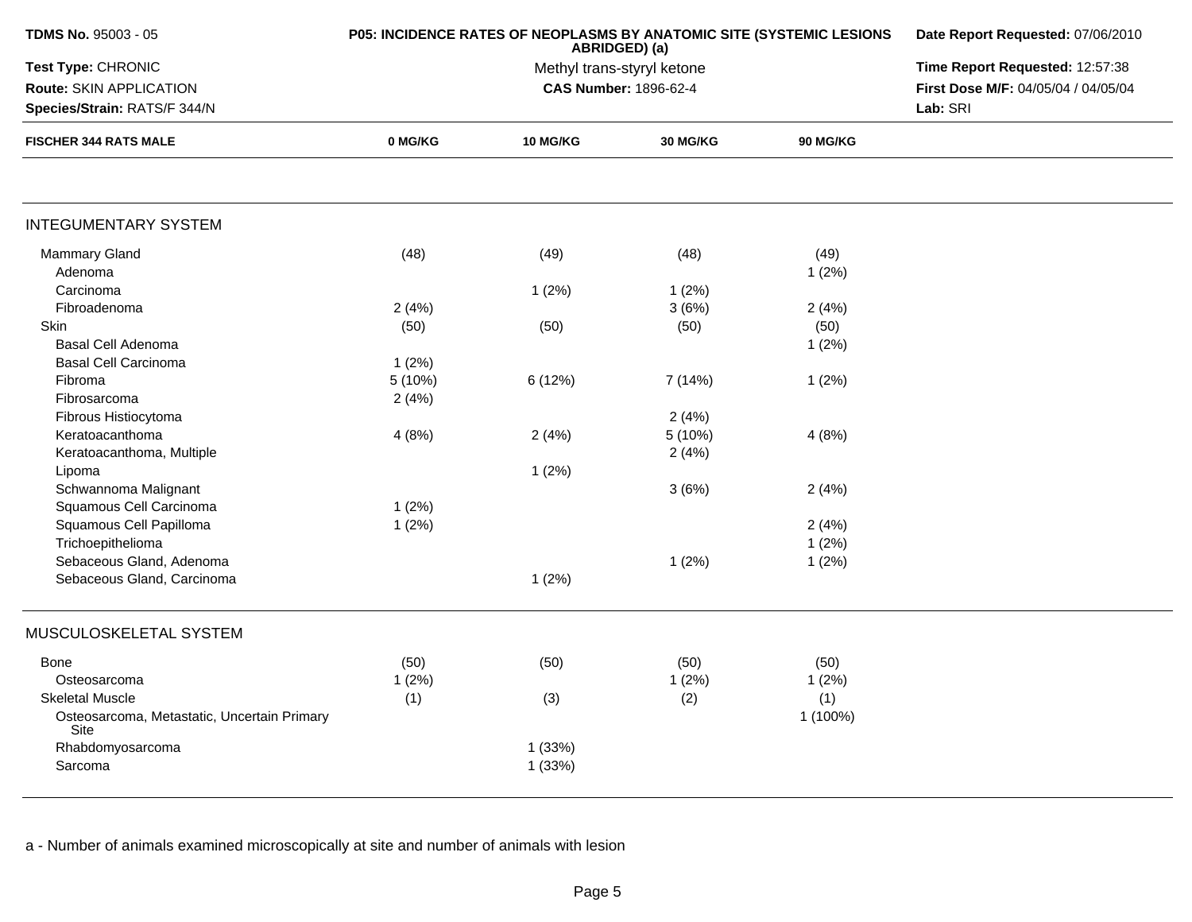| TDMS No. 95003 - 05 | P05: INCIDENCE RATES OF NEOPLASMS BY ANATOMIC SITE (SYSTEMIC LESIONS ABRIDGED) (a) | Date Report Requested: 07/06/2010 |
|---|---|---|
| Test Type: CHRONIC | Methyl trans-styryl ketone | Time Report Requested: 12:57:38 |
| Route: SKIN APPLICATION | CAS Number: 1896-62-4 | First Dose M/F: 04/05/04 / 04/05/04 |
| Species/Strain: RATS/F 344/N | | Lab: SRI |

| FISCHER 344 RATS MALE | 0 MG/KG | 10 MG/KG | 30 MG/KG | 90 MG/KG |
|---|---|---|---|---|
| **INTEGUMENTARY SYSTEM** | | | | |
| Mammary Gland | (48) | (49) | (48) | (49) |
| Adenoma | | | | 1 (2%) |
| Carcinoma | | 1 (2%) | 1 (2%) | |
| Fibroadenoma | 2 (4%) | | 3 (6%) | 2 (4%) |
| Skin | (50) | (50) | (50) | (50) |
| Basal Cell Adenoma | | | | 1 (2%) |
| Basal Cell Carcinoma | 1 (2%) | | | |
| Fibroma | 5 (10%) | 6 (12%) | 7 (14%) | 1 (2%) |
| Fibrosarcoma | 2 (4%) | | | |
| Fibrous Histiocytoma | | | 2 (4%) | |
| Keratoacanthoma | 4 (8%) | 2 (4%) | 5 (10%) | 4 (8%) |
| Keratoacanthoma, Multiple | | | 2 (4%) | |
| Lipoma | | 1 (2%) | | |
| Schwannoma Malignant | | | 3 (6%) | 2 (4%) |
| Squamous Cell Carcinoma | 1 (2%) | | | |
| Squamous Cell Papilloma | 1 (2%) | | | 2 (4%) |
| Trichoepithelioma | | | | 1 (2%) |
| Sebaceous Gland, Adenoma | | | 1 (2%) | 1 (2%) |
| Sebaceous Gland, Carcinoma | | 1 (2%) | | |
| **MUSCULOSKELETAL SYSTEM** | | | | |
| Bone | (50) | (50) | (50) | (50) |
| Osteosarcoma | 1 (2%) | | 1 (2%) | 1 (2%) |
| Skeletal Muscle | (1) | (3) | (2) | (1) |
| Osteosarcoma, Metastatic, Uncertain Primary Site | | | | 1 (100%) |
| Rhabdomyosarcoma | | 1 (33%) | | |
| Sarcoma | | 1 (33%) | | |

a - Number of animals examined microscopically at site and number of animals with lesion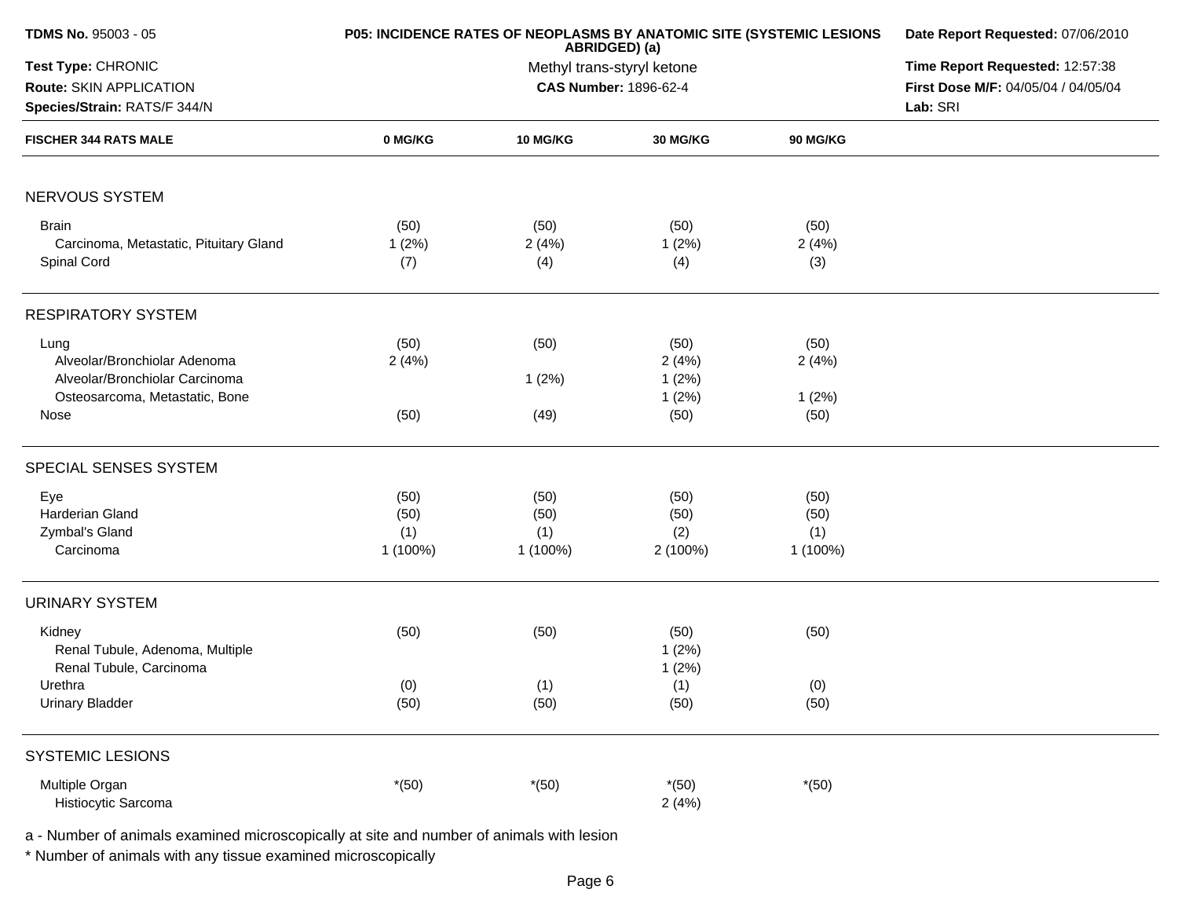**TDMS No.** 95003 - 05

**Test Type:** CHRONIC

**Route:** SKIN APPLICATION

**Species/Strain:** RATS/F 344/N

**P05: INCIDENCE RATES OF NEOPLASMS BY ANATOMIC SITE (SYSTEMIC LESIONS ABRIDGED) (a)**

Methyl trans-styryl ketone

**CAS Number:** 1896-62-4

**Date Report Requested:** 07/06/2010

**Time Report Requested:** 12:57:38

**First Dose M/F:** 04/05/04 / 04/05/04

**Lab:** SRI

| FISCHER 344 RATS MALE | 0 MG/KG | 10 MG/KG | 30 MG/KG | 90 MG/KG |
|---|---|---|---|---|
| **NERVOUS SYSTEM** | | | | |
| Brain | (50) | (50) | (50) | (50) |
| Carcinoma, Metastatic, Pituitary Gland | 1 (2%) | 2 (4%) | 1 (2%) | 2 (4%) |
| Spinal Cord | (7) | (4) | (4) | (3) |
| **RESPIRATORY SYSTEM** | | | | |
| Lung | (50) | (50) | (50) | (50) |
| Alveolar/Bronchiolar Adenoma | 2 (4%) | | 2 (4%) | 2 (4%) |
| Alveolar/Bronchiolar Carcinoma | | 1 (2%) | 1 (2%) | |
| Osteosarcoma, Metastatic, Bone | | | 1 (2%) | 1 (2%) |
| Nose | (50) | (49) | (50) | (50) |
| **SPECIAL SENSES SYSTEM** | | | | |
| Eye | (50) | (50) | (50) | (50) |
| Harderian Gland | (50) | (50) | (50) | (50) |
| Zymbal's Gland | (1) | (1) | (2) | (1) |
| Carcinoma | 1 (100%) | 1 (100%) | 2 (100%) | 1 (100%) |
| **URINARY SYSTEM** | | | | |
| Kidney | (50) | (50) | (50) | (50) |
| Renal Tubule, Adenoma, Multiple | | | 1 (2%) | |
| Renal Tubule, Carcinoma | | | 1 (2%) | |
| Urethra | (0) | (1) | (1) | (0) |
| Urinary Bladder | (50) | (50) | (50) | (50) |
| **SYSTEMIC LESIONS** | | | | |
| Multiple Organ | *(50) | *(50) | *(50) | *(50) |
| Histiocytic Sarcoma | | | 2 (4%) | |

a - Number of animals examined microscopically at site and number of animals with lesion

* Number of animals with any tissue examined microscopically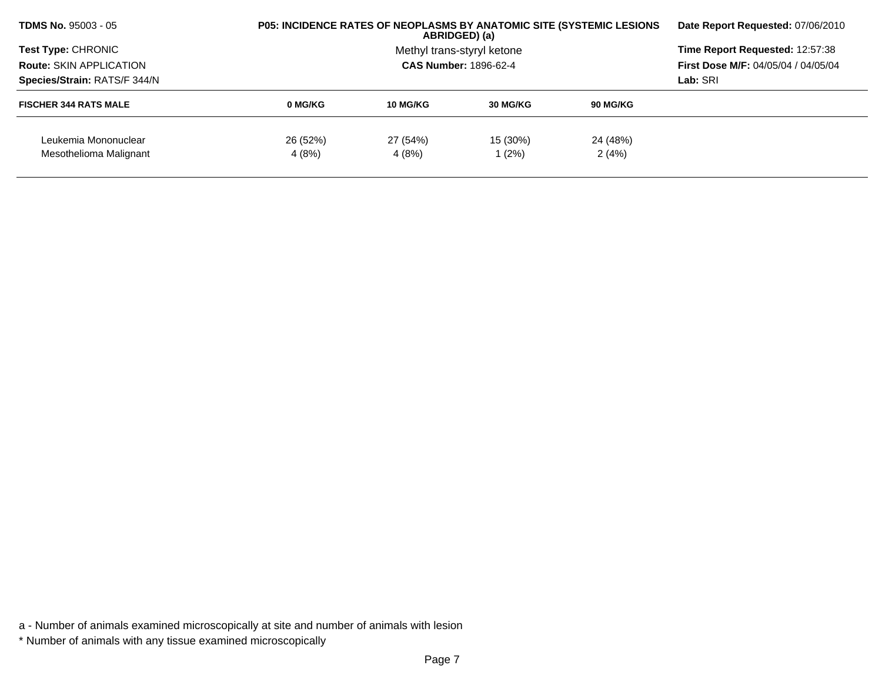| TDMS No. 95003 - 05 | P05: INCIDENCE RATES OF NEOPLASMS BY ANATOMIC SITE (SYSTEMIC LESIONS ABRIDGED) (a) | Date Report Requested: 07/06/2010 |
|---|---|---|
| Test Type: CHRONIC | Methyl trans-styryl ketone | Time Report Requested: 12:57:38 |
| Route: SKIN APPLICATION | CAS Number: 1896-62-4 | First Dose M/F: 04/05/04 / 04/05/04 |
| Species/Strain: RATS/F 344/N | | Lab: SRI |

| FISCHER 344 RATS MALE | 0 MG/KG | 10 MG/KG | 30 MG/KG | 90 MG/KG |
|---|---|---|---|---|
| Leukemia Mononuclear | 26 (52%) | 27 (54%) | 15 (30%) | 24 (48%) |
| Mesothelioma Malignant | 4 (8%) | 4 (8%) | 1 (2%) | 2 (4%) |

a - Number of animals examined microscopically at site and number of animals with lesion

* Number of animals with any tissue examined microscopically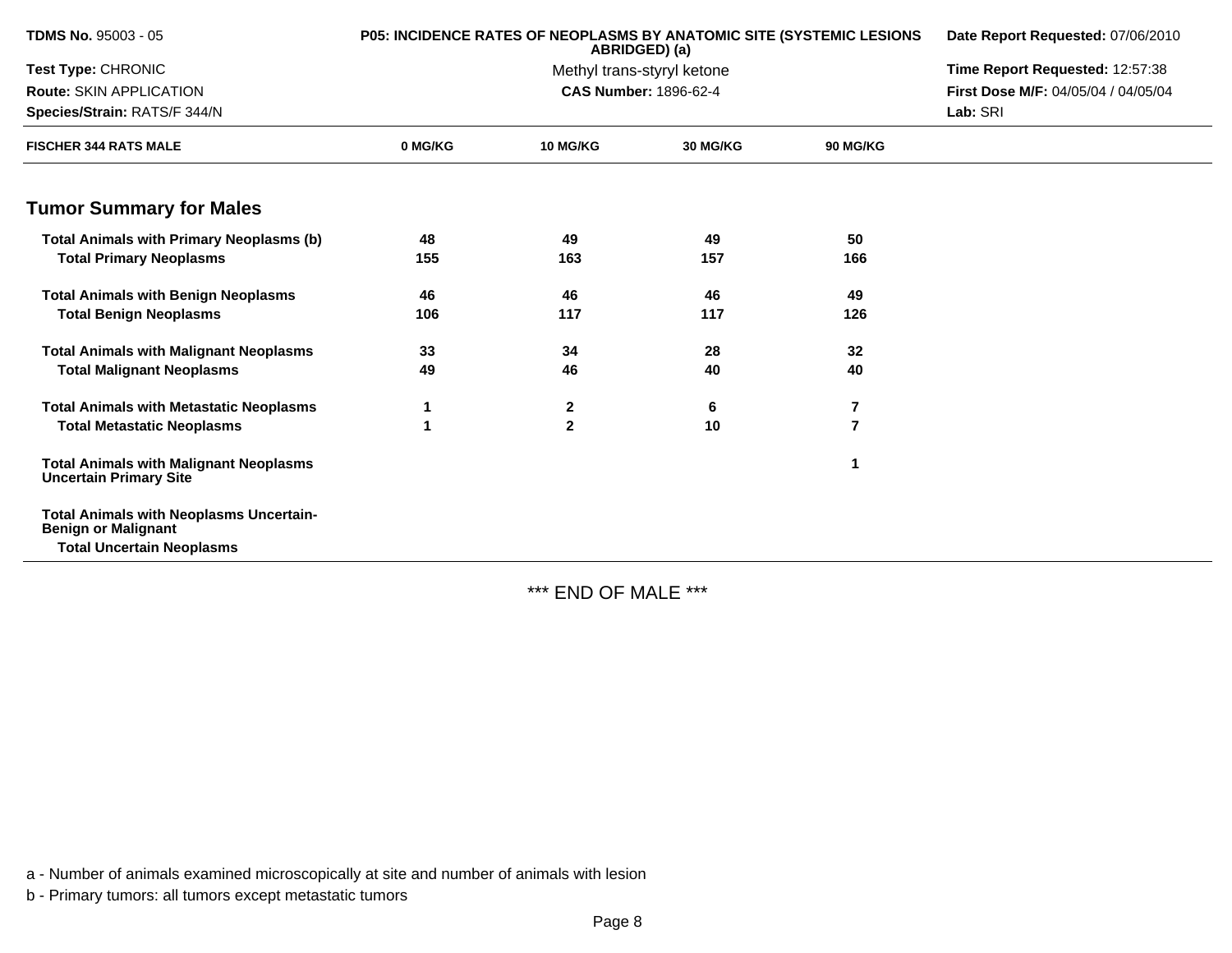**TDMS No.** 95003 - 05
**Test Type:** CHRONIC
**Route:** SKIN APPLICATION
**Species/Strain:** RATS/F 344/N

**P05: INCIDENCE RATES OF NEOPLASMS BY ANATOMIC SITE (SYSTEMIC LESIONS ABRIDGED) (a)**
Methyl trans-styryl ketone
**CAS Number:** 1896-62-4

**Date Report Requested:** 07/06/2010
**Time Report Requested:** 12:57:38
**First Dose M/F:** 04/05/04 / 04/05/04
**Lab:** SRI

| FISCHER 344 RATS MALE | 0 MG/KG | 10 MG/KG | 30 MG/KG | 90 MG/KG |
|---|---|---|---|---|
| **Tumor Summary for Males** | | | | |
| **Total Animals with Primary Neoplasms (b)** | 48 | 49 | 49 | 50 |
| **Total Primary Neoplasms** | 155 | 163 | 157 | 166 |
| **Total Animals with Benign Neoplasms** | 46 | 46 | 46 | 49 |
| **Total Benign Neoplasms** | 106 | 117 | 117 | 126 |
| **Total Animals with Malignant Neoplasms** | 33 | 34 | 28 | 32 |
| **Total Malignant Neoplasms** | 49 | 46 | 40 | 40 |
| **Total Animals with Metastatic Neoplasms** | 1 | 2 | 6 | 7 |
| **Total Metastatic Neoplasms** | 1 | 2 | 10 | 7 |
| **Total Animals with Malignant Neoplasms Uncertain Primary Site** | | | | 1 |
| **Total Animals with Neoplasms Uncertain-Benign or Malignant** | | | | |
| **Total Uncertain Neoplasms** | | | | |

*** END OF MALE ***

a - Number of animals examined microscopically at site and number of animals with lesion

b - Primary tumors: all tumors except metastatic tumors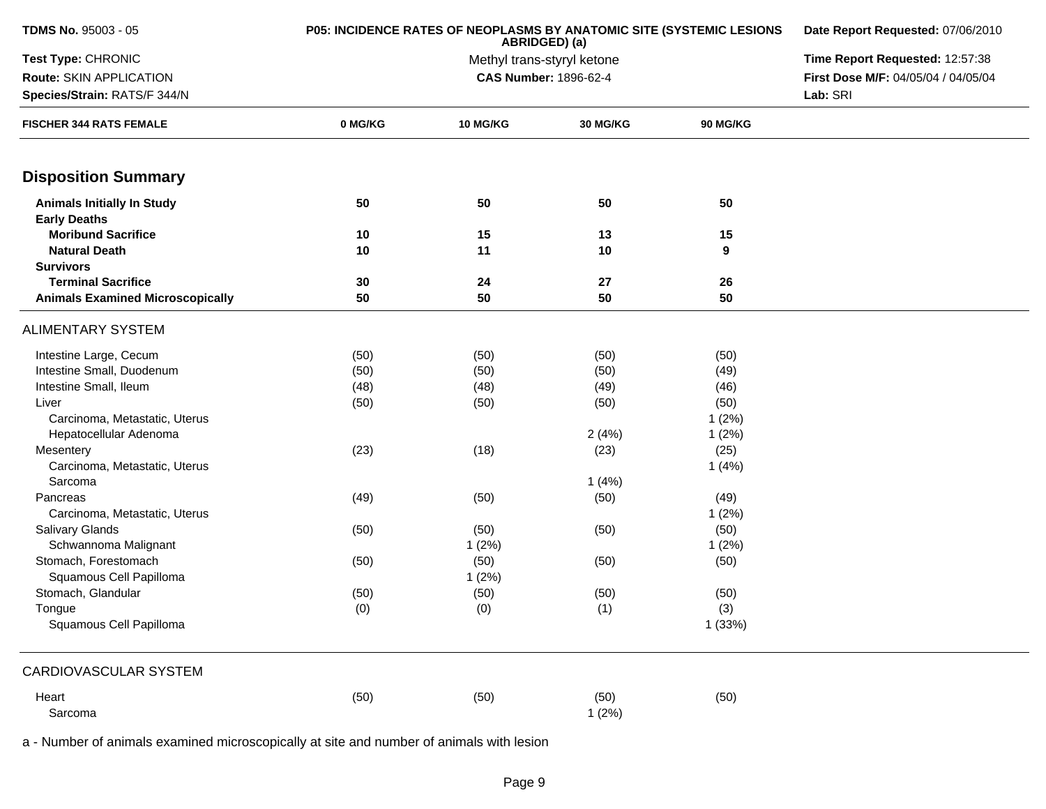TDMS No. 95003 - 05

Test Type: CHRONIC

Route: SKIN APPLICATION

Species/Strain: RATS/F 344/N

**P05: INCIDENCE RATES OF NEOPLASMS BY ANATOMIC SITE (SYSTEMIC LESIONS ABRIDGED) (a)**

Methyl trans-styryl ketone

**CAS Number:** 1896-62-4

**Date Report Requested:** 07/06/2010

**Time Report Requested:** 12:57:38

**First Dose M/F:** 04/05/04 / 04/05/04

**Lab:** SRI

| FISCHER 344 RATS FEMALE | 0 MG/KG | 10 MG/KG | 30 MG/KG | 90 MG/KG |
|---|---|---|---|---|
| **Disposition Summary** | | | | |
| **Animals Initially In Study** | **50** | **50** | **50** | **50** |
| **Early Deaths** | | | | |
| **Moribund Sacrifice** | **10** | **15** | **13** | **15** |
| **Natural Death** | **10** | **11** | **10** | **9** |
| **Survivors** | | | | |
| **Terminal Sacrifice** | **30** | **24** | **27** | **26** |
| **Animals Examined Microscopically** | **50** | **50** | **50** | **50** |
| ALIMENTARY SYSTEM | | | | |
| Intestine Large, Cecum | (50) | (50) | (50) | (50) |
| Intestine Small, Duodenum | (50) | (50) | (50) | (49) |
| Intestine Small, Ileum | (48) | (48) | (49) | (46) |
| Liver | (50) | (50) | (50) | (50) |
| Carcinoma, Metastatic, Uterus | | | | 1 (2%) |
| Hepatocellular Adenoma | | | 2 (4%) | 1 (2%) |
| Mesentery | (23) | (18) | (23) | (25) |
| Carcinoma, Metastatic, Uterus | | | | 1 (4%) |
| Sarcoma | | | 1 (4%) | |
| Pancreas | (49) | (50) | (50) | (49) |
| Carcinoma, Metastatic, Uterus | | | | 1 (2%) |
| Salivary Glands | (50) | (50) | (50) | (50) |
| Schwannoma Malignant | | 1 (2%) | | 1 (2%) |
| Stomach, Forestomach | (50) | (50) | (50) | (50) |
| Squamous Cell Papilloma | | 1 (2%) | | |
| Stomach, Glandular | (50) | (50) | (50) | (50) |
| Tongue | (0) | (0) | (1) | (3) |
| Squamous Cell Papilloma | | | | 1 (33%) |
| CARDIOVASCULAR SYSTEM | | | | |
| Heart | (50) | (50) | (50) | (50) |
| Sarcoma | | | 1 (2%) | |

a - Number of animals examined microscopically at site and number of animals with lesion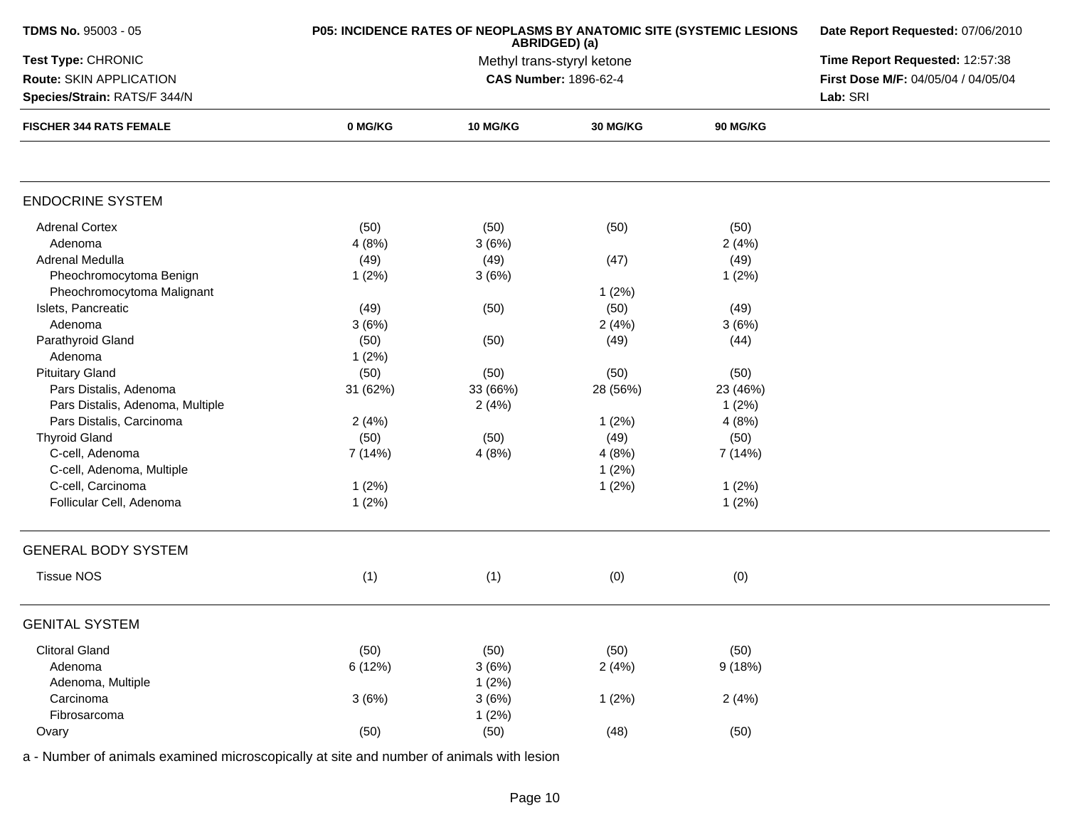**TDMS No.** 95003 - 05

**Test Type:** CHRONIC

**Route:** SKIN APPLICATION

**Species/Strain:** RATS/F 344/N

**P05: INCIDENCE RATES OF NEOPLASMS BY ANATOMIC SITE (SYSTEMIC LESIONS ABRIDGED) (a)**

Methyl trans-styryl ketone

**CAS Number:** 1896-62-4

**Date Report Requested:** 07/06/2010

**Time Report Requested:** 12:57:38

**First Dose M/F:** 04/05/04 / 04/05/04

**Lab:** SRI

| FISCHER 344 RATS FEMALE | 0 MG/KG | 10 MG/KG | 30 MG/KG | 90 MG/KG |
|---|---|---|---|---|
| **ENDOCRINE SYSTEM** | | | | |
| Adrenal Cortex | (50) | (50) | (50) | (50) |
| Adenoma | 4 (8%) | 3 (6%) | | 2 (4%) |
| Adrenal Medulla | (49) | (49) | (47) | (49) |
| Pheochromocytoma Benign | 1 (2%) | 3 (6%) | | 1 (2%) |
| Pheochromocytoma Malignant | | | 1 (2%) | |
| Islets, Pancreatic | (49) | (50) | (50) | (49) |
| Adenoma | 3 (6%) | | 2 (4%) | 3 (6%) |
| Parathyroid Gland | (50) | (50) | (49) | (44) |
| Adenoma | 1 (2%) | | | |
| Pituitary Gland | (50) | (50) | (50) | (50) |
| Pars Distalis, Adenoma | 31 (62%) | 33 (66%) | 28 (56%) | 23 (46%) |
| Pars Distalis, Adenoma, Multiple | | 2 (4%) | | 1 (2%) |
| Pars Distalis, Carcinoma | 2 (4%) | | 1 (2%) | 4 (8%) |
| Thyroid Gland | (50) | (50) | (49) | (50) |
| C-cell, Adenoma | 7 (14%) | 4 (8%) | 4 (8%) | 7 (14%) |
| C-cell, Adenoma, Multiple | | | 1 (2%) | |
| C-cell, Carcinoma | 1 (2%) | | 1 (2%) | 1 (2%) |
| Follicular Cell, Adenoma | 1 (2%) | | | 1 (2%) |
| **GENERAL BODY SYSTEM** | | | | |
| Tissue NOS | (1) | (1) | (0) | (0) |
| **GENITAL SYSTEM** | | | | |
| Clitoral Gland | (50) | (50) | (50) | (50) |
| Adenoma | 6 (12%) | 3 (6%) | 2 (4%) | 9 (18%) |
| Adenoma, Multiple | | 1 (2%) | | |
| Carcinoma | 3 (6%) | 3 (6%) | 1 (2%) | 2 (4%) |
| Fibrosarcoma | | 1 (2%) | | |
| Ovary | (50) | (50) | (48) | (50) |

a - Number of animals examined microscopically at site and number of animals with lesion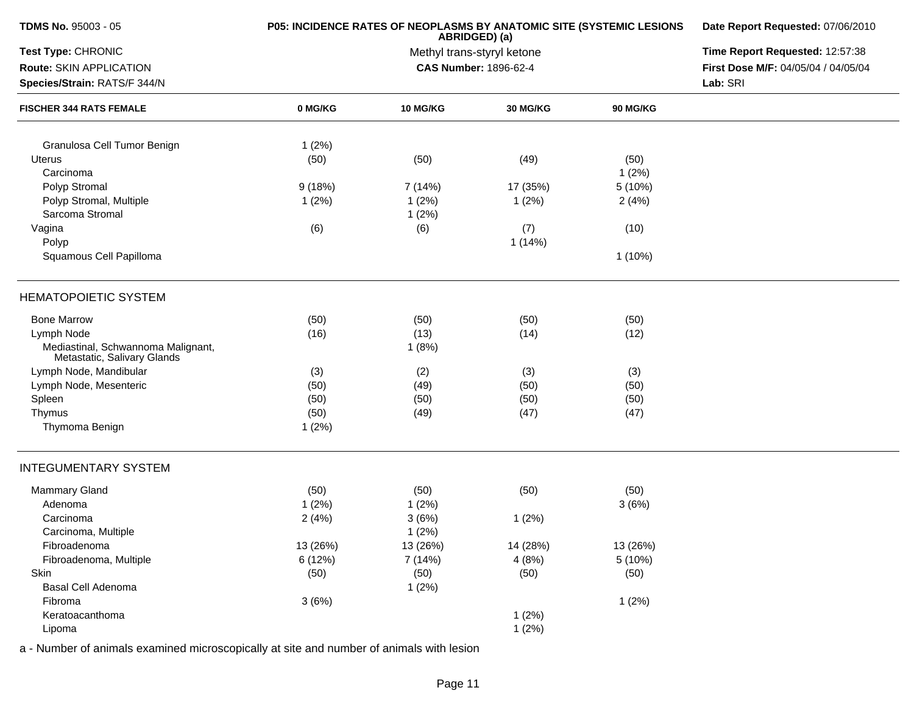**TDMS No.** 95003 - 05
**Test Type:** CHRONIC
**Route:** SKIN APPLICATION
**Species/Strain:** RATS/F 344/N

**P05: INCIDENCE RATES OF NEOPLASMS BY ANATOMIC SITE (SYSTEMIC LESIONS ABRIDGED) (a)**
Methyl trans-styryl ketone
**CAS Number:** 1896-62-4

**Date Report Requested:** 07/06/2010
**Time Report Requested:** 12:57:38
**First Dose M/F:** 04/05/04 / 04/05/04
**Lab:** SRI

| FISCHER 344 RATS FEMALE | 0 MG/KG | 10 MG/KG | 30 MG/KG | 90 MG/KG |
|---|---|---|---|---|
| Granulosa Cell Tumor Benign | 1 (2%) | | | |
| Uterus | (50) | (50) | (49) | (50) |
| Carcinoma | | | | 1 (2%) |
| Polyp Stromal | 9 (18%) | 7 (14%) | 17 (35%) | 5 (10%) |
| Polyp Stromal, Multiple | 1 (2%) | 1 (2%) | 1 (2%) | 2 (4%) |
| Sarcoma Stromal | | 1 (2%) | | |
| Vagina | (6) | (6) | (7) | (10) |
| Polyp | | | 1 (14%) | |
| Squamous Cell Papilloma | | | | 1 (10%) |
| **HEMATOPOIETIC SYSTEM** | | | | |
| Bone Marrow | (50) | (50) | (50) | (50) |
| Lymph Node | (16) | (13) | (14) | (12) |
| Mediastinal, Schwannoma Malignant, Metastatic, Salivary Glands | | 1 (8%) | | |
| Lymph Node, Mandibular | (3) | (2) | (3) | (3) |
| Lymph Node, Mesenteric | (50) | (49) | (50) | (50) |
| Spleen | (50) | (50) | (50) | (50) |
| Thymus | (50) | (49) | (47) | (47) |
| Thymoma Benign | 1 (2%) | | | |
| **INTEGUMENTARY SYSTEM** | | | | |
| Mammary Gland | (50) | (50) | (50) | (50) |
| Adenoma | 1 (2%) | 1 (2%) | | 3 (6%) |
| Carcinoma | 2 (4%) | 3 (6%) | 1 (2%) | |
| Carcinoma, Multiple | | 1 (2%) | | |
| Fibroadenoma | 13 (26%) | 13 (26%) | 14 (28%) | 13 (26%) |
| Fibroadenoma, Multiple | 6 (12%) | 7 (14%) | 4 (8%) | 5 (10%) |
| Skin | (50) | (50) | (50) | (50) |
| Basal Cell Adenoma | | 1 (2%) | | |
| Fibroma | 3 (6%) | | | 1 (2%) |
| Keratoacanthoma | | | 1 (2%) | |
| Lipoma | | | 1 (2%) | |

a - Number of animals examined microscopically at site and number of animals with lesion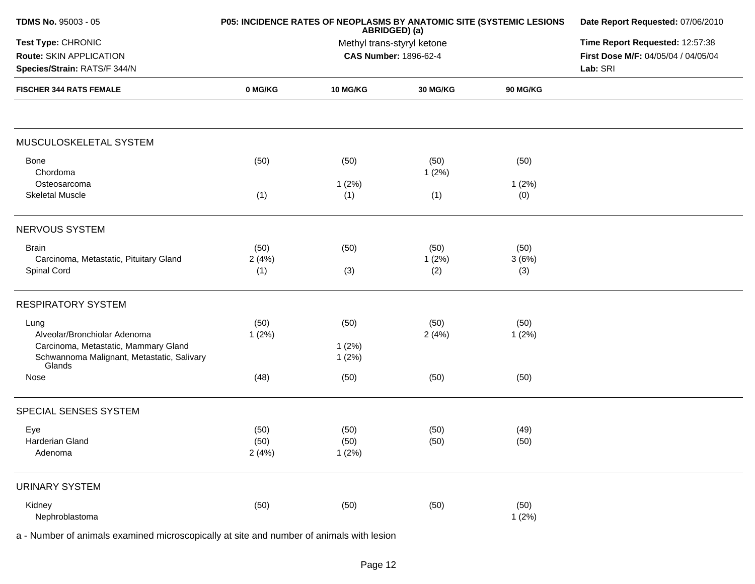| TDMS No. 95003 - 05 | P05: INCIDENCE RATES OF NEOPLASMS BY ANATOMIC SITE (SYSTEMIC LESIONS ABRIDGED) (a) | Date Report Requested: 07/06/2010 |
|---|---|---|
| Test Type: CHRONIC | Methyl trans-styryl ketone | Time Report Requested: 12:57:38 |
| Route: SKIN APPLICATION | CAS Number: 1896-62-4 | First Dose M/F: 04/05/04 / 04/05/04 |
| Species/Strain: RATS/F 344/N | | Lab: SRI |

| FISCHER 344 RATS FEMALE | 0 MG/KG | 10 MG/KG | 30 MG/KG | 90 MG/KG |
|---|---|---|---|---|
| **MUSCULOSKELETAL SYSTEM** | | | | |
| Bone | (50) | (50) | (50) | (50) |
| Chordoma | | | 1 (2%) | |
| Osteosarcoma | | 1 (2%) | | 1 (2%) |
| Skeletal Muscle | (1) | (1) | (1) | (0) |
| **NERVOUS SYSTEM** | | | | |
| Brain | (50) | (50) | (50) | (50) |
| Carcinoma, Metastatic, Pituitary Gland | 2 (4%) | | 1 (2%) | 3 (6%) |
| Spinal Cord | (1) | (3) | (2) | (3) |
| **RESPIRATORY SYSTEM** | | | | |
| Lung | (50) | (50) | (50) | (50) |
| Alveolar/Bronchiolar Adenoma | 1 (2%) | | 2 (4%) | 1 (2%) |
| Carcinoma, Metastatic, Mammary Gland | | 1 (2%) | | |
| Schwannoma Malignant, Metastatic, Salivary Glands | | 1 (2%) | | |
| Nose | (48) | (50) | (50) | (50) |
| **SPECIAL SENSES SYSTEM** | | | | |
| Eye | (50) | (50) | (50) | (49) |
| Harderian Gland | (50) | (50) | (50) | (50) |
| Adenoma | 2 (4%) | 1 (2%) | | |
| **URINARY SYSTEM** | | | | |
| Kidney | (50) | (50) | (50) | (50) |
| Nephroblastoma | | | | 1 (2%) |

a - Number of animals examined microscopically at site and number of animals with lesion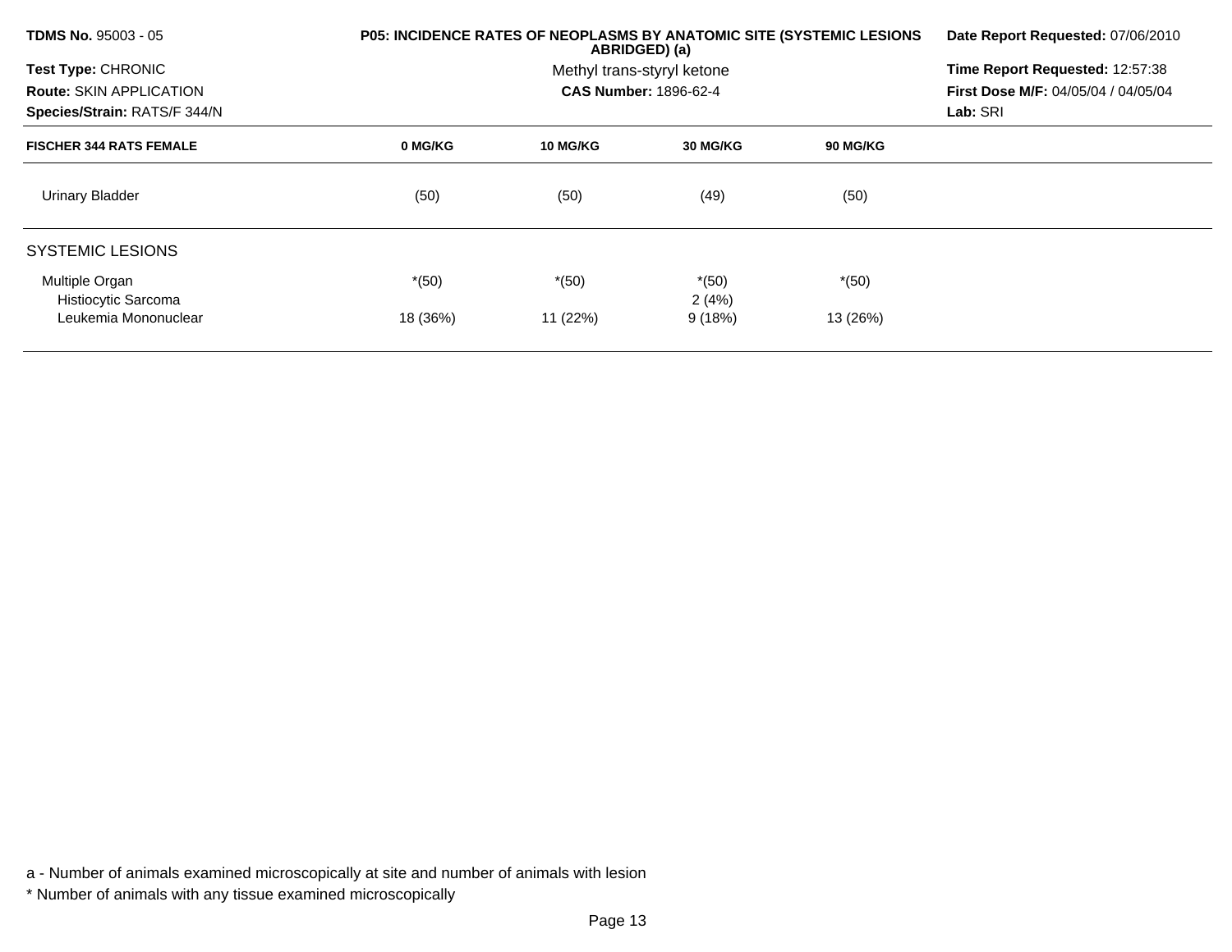**TDMS No.** 95003 - 05
**Test Type:** CHRONIC
**Route:** SKIN APPLICATION
**Species/Strain:** RATS/F 344/N

**P05: INCIDENCE RATES OF NEOPLASMS BY ANATOMIC SITE (SYSTEMIC LESIONS ABRIDGED) (a)**
Methyl trans-styryl ketone
**CAS Number:** 1896-62-4

**Date Report Requested:** 07/06/2010
**Time Report Requested:** 12:57:38
**First Dose M/F:** 04/05/04 / 04/05/04
**Lab:** SRI

| FISCHER 344 RATS FEMALE | 0 MG/KG | 10 MG/KG | 30 MG/KG | 90 MG/KG |
|---|---|---|---|---|
| Urinary Bladder | (50) | (50) | (49) | (50) |
| **SYSTEMIC LESIONS** | | | | |
| Multiple Organ | *(50) | *(50) | *(50) | *(50) |
| Histiocytic Sarcoma | | | 2 (4%) | |
| Leukemia Mononuclear | 18 (36%) | 11 (22%) | 9 (18%) | 13 (26%) |

a - Number of animals examined microscopically at site and number of animals with lesion

* Number of animals with any tissue examined microscopically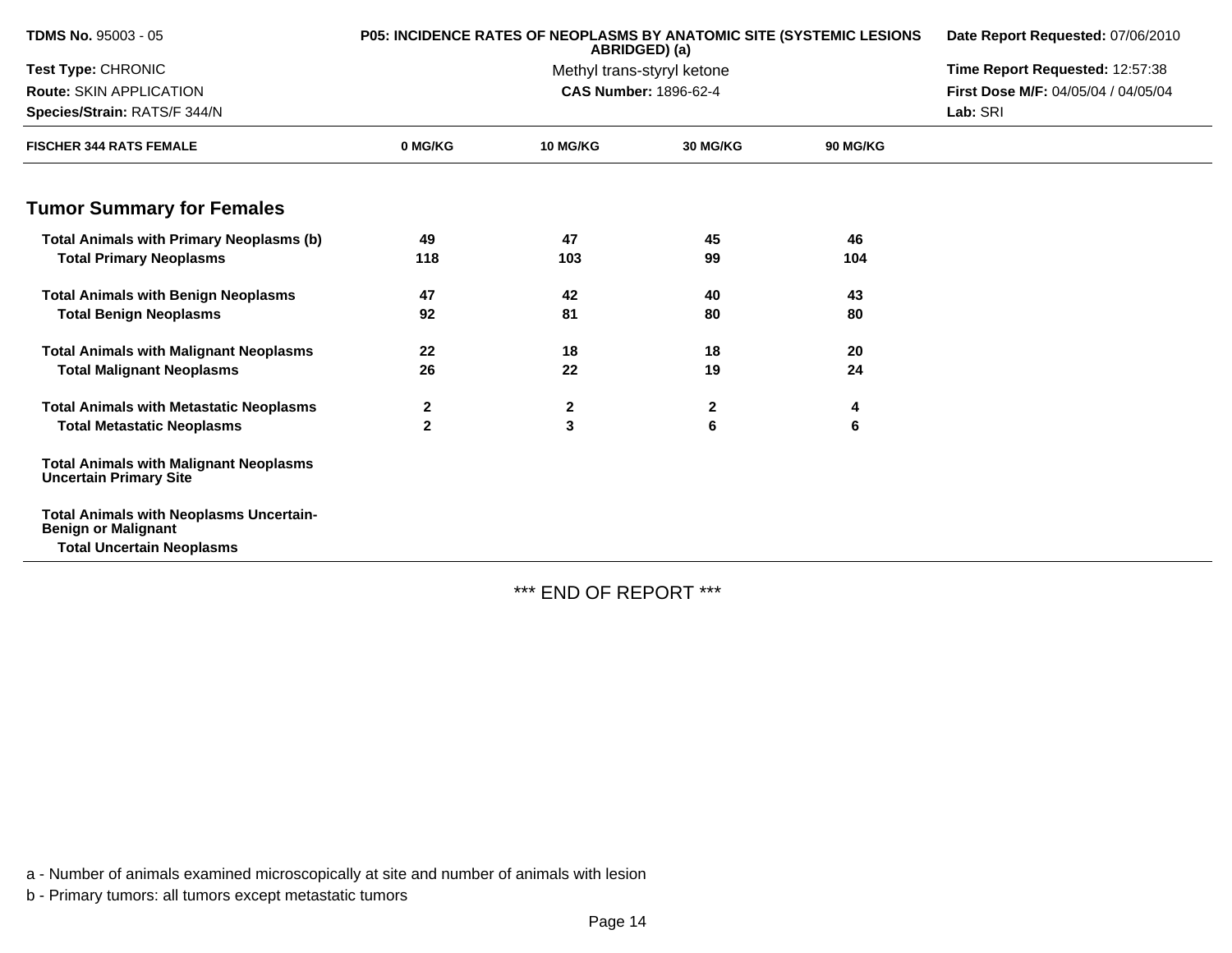**TDMS No.** 95003 - 05
**Test Type:** CHRONIC
**Route:** SKIN APPLICATION
**Species/Strain:** RATS/F 344/N

**P05: INCIDENCE RATES OF NEOPLASMS BY ANATOMIC SITE (SYSTEMIC LESIONS ABRIDGED) (a)**
Methyl trans-styryl ketone
**CAS Number:** 1896-62-4

**Date Report Requested:** 07/06/2010
**Time Report Requested:** 12:57:38
**First Dose M/F:** 04/05/04 / 04/05/04
**Lab:** SRI

| FISCHER 344 RATS FEMALE | 0 MG/KG | 10 MG/KG | 30 MG/KG | 90 MG/KG |
|---|---|---|---|---|
| **Tumor Summary for Females** | | | | |
| **Total Animals with Primary Neoplasms (b)** | 49 | 47 | 45 | 46 |
| **Total Primary Neoplasms** | 118 | 103 | 99 | 104 |
| **Total Animals with Benign Neoplasms** | 47 | 42 | 40 | 43 |
| **Total Benign Neoplasms** | 92 | 81 | 80 | 80 |
| **Total Animals with Malignant Neoplasms** | 22 | 18 | 18 | 20 |
| **Total Malignant Neoplasms** | 26 | 22 | 19 | 24 |
| **Total Animals with Metastatic Neoplasms** | 2 | 2 | 2 | 4 |
| **Total Metastatic Neoplasms** | 2 | 3 | 6 | 6 |
| **Total Animals with Malignant Neoplasms Uncertain Primary Site** | | | | |
| **Total Animals with Neoplasms Uncertain-Benign or Malignant** | | | | |
| **Total Uncertain Neoplasms** | | | | |

*** END OF REPORT ***

a - Number of animals examined microscopically at site and number of animals with lesion

b - Primary tumors: all tumors except metastatic tumors